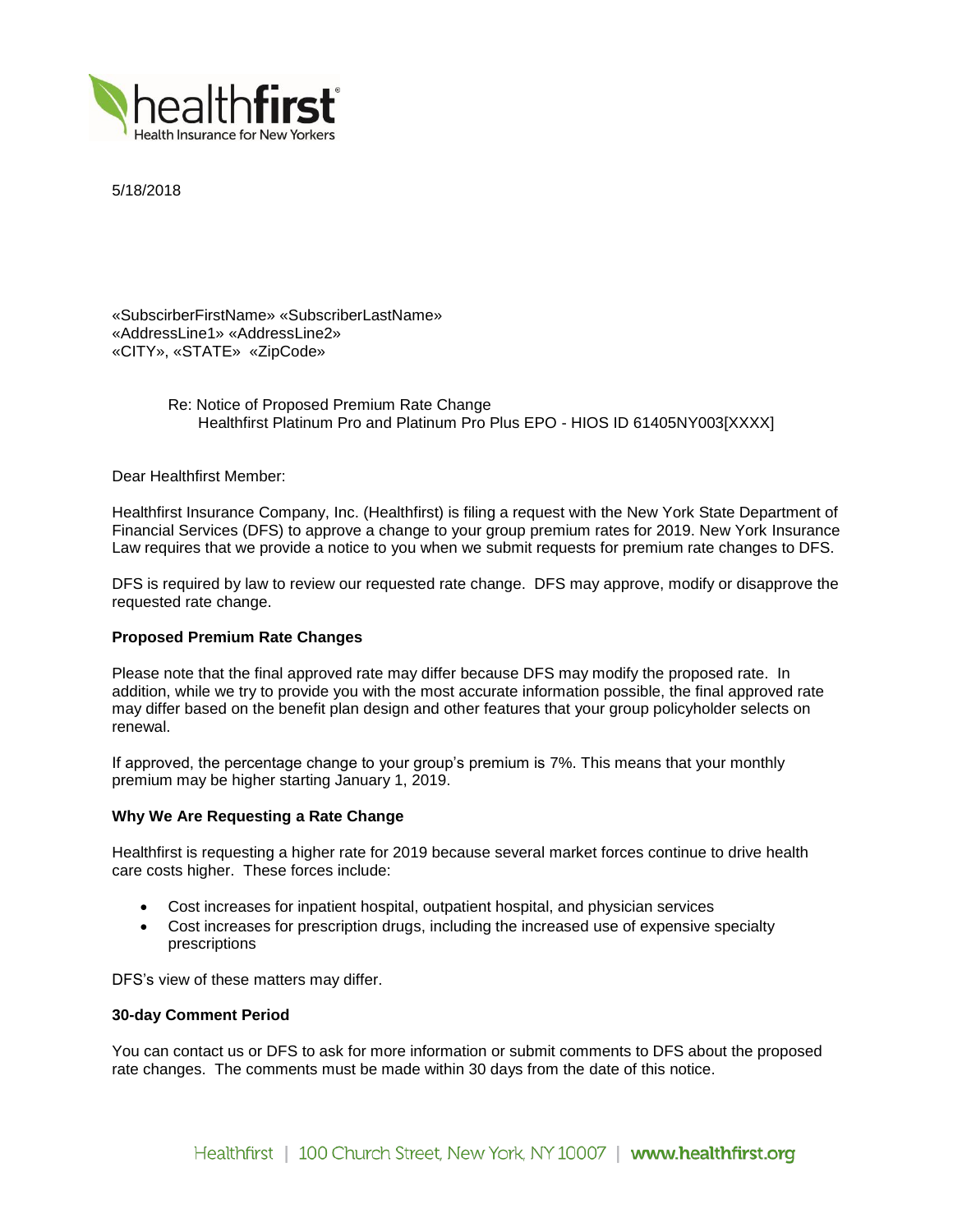5/18/2018

«SubscirberFirstName» «SubscriberLastName»
«AddressLine1» «AddressLine2»
«CITY», «STATE» «ZipCode»

Re: Notice of Proposed Premium Rate Change
Healthfirst Platinum Pro and Platinum Pro Plus EPO - HIOS ID 61405NY003[XXXX]

Dear Healthfirst Member:

Healthfirst Insurance Company, Inc. (Healthfirst) is filing a request with the New York State Department of Financial Services (DFS) to approve a change to your group premium rates for 2019. New York Insurance Law requires that we provide a notice to you when we submit requests for premium rate changes to DFS.

DFS is required by law to review our requested rate change. DFS may approve, modify or disapprove the requested rate change.

**Proposed Premium Rate Changes**

Please note that the final approved rate may differ because DFS may modify the proposed rate. In addition, while we try to provide you with the most accurate information possible, the final approved rate may differ based on the benefit plan design and other features that your group policyholder selects on renewal.

If approved, the percentage change to your group's premium is 7%. This means that your monthly premium may be higher starting January 1, 2019.

**Why We Are Requesting a Rate Change**

Healthfirst is requesting a higher rate for 2019 because several market forces continue to drive health care costs higher. These forces include:

- Cost increases for inpatient hospital, outpatient hospital, and physician services
- Cost increases for prescription drugs, including the increased use of expensive specialty prescriptions

DFS's view of these matters may differ.

**30-day Comment Period**

You can contact us or DFS to ask for more information or submit comments to DFS about the proposed rate changes. The comments must be made within 30 days from the date of this notice.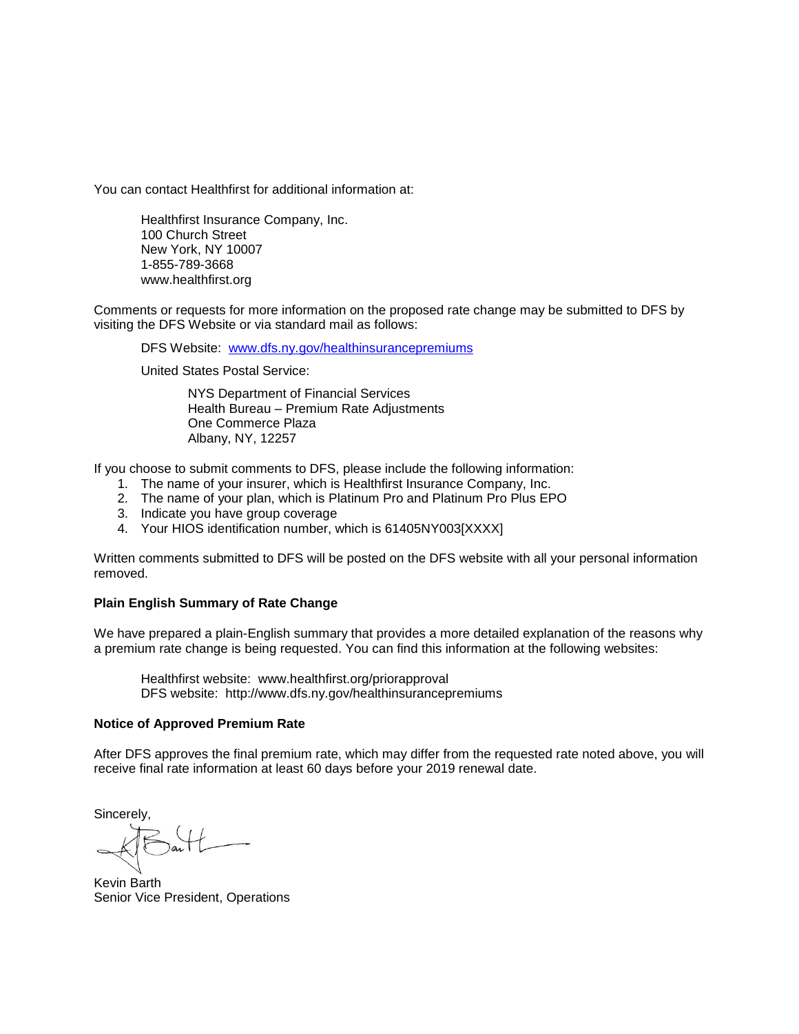You can contact Healthfirst for additional information at:

Healthfirst Insurance Company, Inc.
100 Church Street
New York, NY 10007
1-855-789-3668
www.healthfirst.org

Comments or requests for more information on the proposed rate change may be submitted to DFS by visiting the DFS Website or via standard mail as follows:

DFS Website: www.dfs.ny.gov/healthinsurancepremiums

United States Postal Service:

NYS Department of Financial Services
Health Bureau – Premium Rate Adjustments
One Commerce Plaza
Albany, NY, 12257

If you choose to submit comments to DFS, please include the following information:

1. The name of your insurer, which is Healthfirst Insurance Company, Inc.
2. The name of your plan, which is Platinum Pro and Platinum Pro Plus EPO
3. Indicate you have group coverage
4. Your HIOS identification number, which is 61405NY003[XXXX]

Written comments submitted to DFS will be posted on the DFS website with all your personal information removed.

**Plain English Summary of Rate Change**

We have prepared a plain-English summary that provides a more detailed explanation of the reasons why a premium rate change is being requested. You can find this information at the following websites:

Healthfirst website: www.healthfirst.org/priorapproval
DFS website: http://www.dfs.ny.gov/healthinsurancepremiums

**Notice of Approved Premium Rate**

After DFS approves the final premium rate, which may differ from the requested rate noted above, you will receive final rate information at least 60 days before your 2019 renewal date.

Sincerely,

Kevin Barth
Senior Vice President, Operations